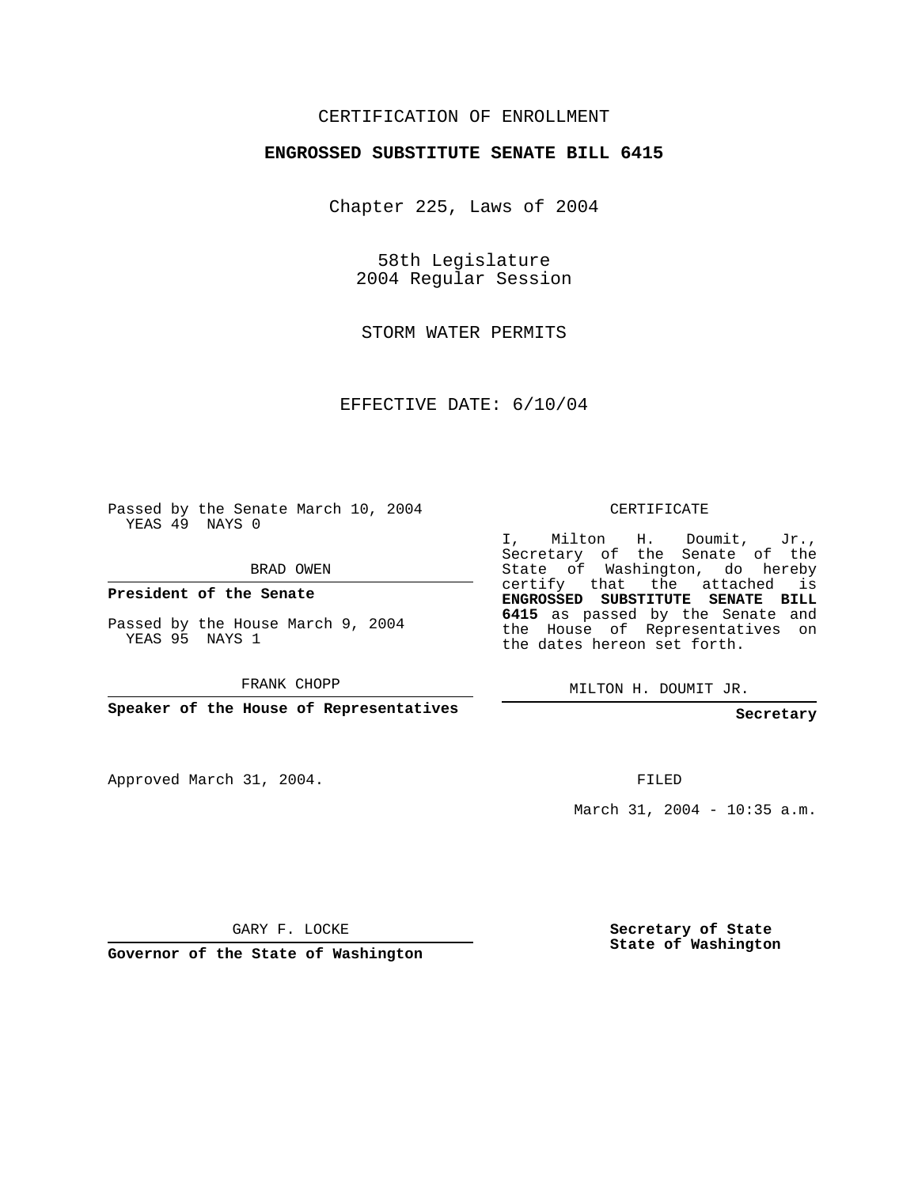CERTIFICATION OF ENROLLMENT

**ENGROSSED SUBSTITUTE SENATE BILL 6415**

Chapter 225, Laws of 2004

58th Legislature
2004 Regular Session

STORM WATER PERMITS

EFFECTIVE DATE: 6/10/04

Passed by the Senate March 10, 2004
YEAS 49 NAYS 0

BRAD OWEN

**President of the Senate**

Passed by the House March 9, 2004
YEAS 95 NAYS 1

FRANK CHOPP

**Speaker of the House of Representatives**

CERTIFICATE

I, Milton H. Doumit, Jr., Secretary of the Senate of the State of Washington, do hereby certify that the attached is **ENGROSSED SUBSTITUTE SENATE BILL 6415** as passed by the Senate and the House of Representatives on the dates hereon set forth.

MILTON H. DOUMIT JR.

**Secretary**

Approved March 31, 2004.

FILED

March 31, 2004 - 10:35 a.m.

GARY F. LOCKE

**Governor of the State of Washington**

**Secretary of State**
**State of Washington**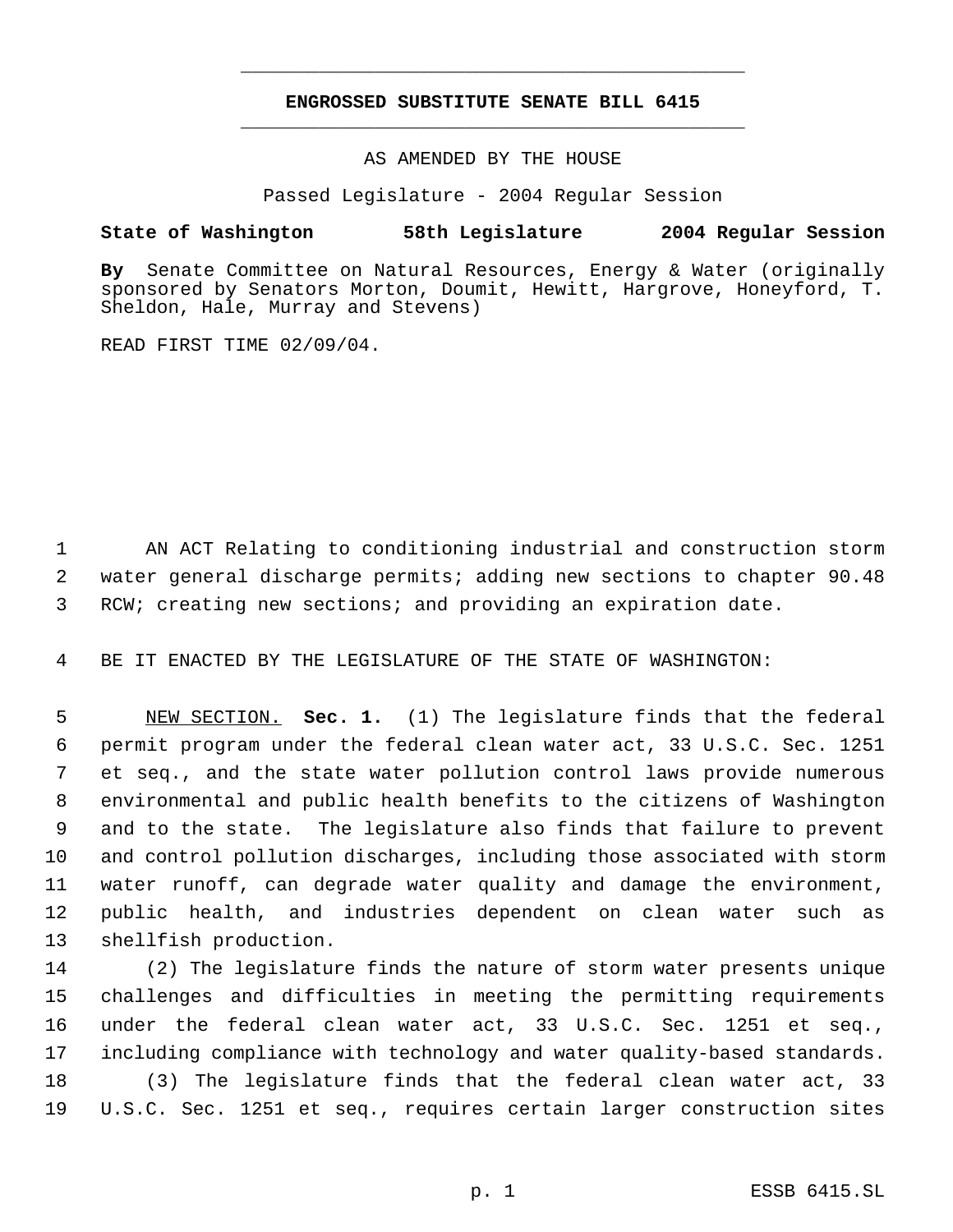# ENGROSSED SUBSTITUTE SENATE BILL 6415

AS AMENDED BY THE HOUSE

Passed Legislature - 2004 Regular Session

**State of Washington 58th Legislature 2004 Regular Session**

**By** Senate Committee on Natural Resources, Energy & Water (originally sponsored by Senators Morton, Doumit, Hewitt, Hargrove, Honeyford, T. Sheldon, Hale, Murray and Stevens)

READ FIRST TIME 02/09/04.

AN ACT Relating to conditioning industrial and construction storm water general discharge permits; adding new sections to chapter 90.48 RCW; creating new sections; and providing an expiration date.

BE IT ENACTED BY THE LEGISLATURE OF THE STATE OF WASHINGTON:

NEW SECTION. **Sec. 1.** (1) The legislature finds that the federal permit program under the federal clean water act, 33 U.S.C. Sec. 1251 et seq., and the state water pollution control laws provide numerous environmental and public health benefits to the citizens of Washington and to the state. The legislature also finds that failure to prevent and control pollution discharges, including those associated with storm water runoff, can degrade water quality and damage the environment, public health, and industries dependent on clean water such as shellfish production.

(2) The legislature finds the nature of storm water presents unique challenges and difficulties in meeting the permitting requirements under the federal clean water act, 33 U.S.C. Sec. 1251 et seq., including compliance with technology and water quality-based standards.

(3) The legislature finds that the federal clean water act, 33 U.S.C. Sec. 1251 et seq., requires certain larger construction sites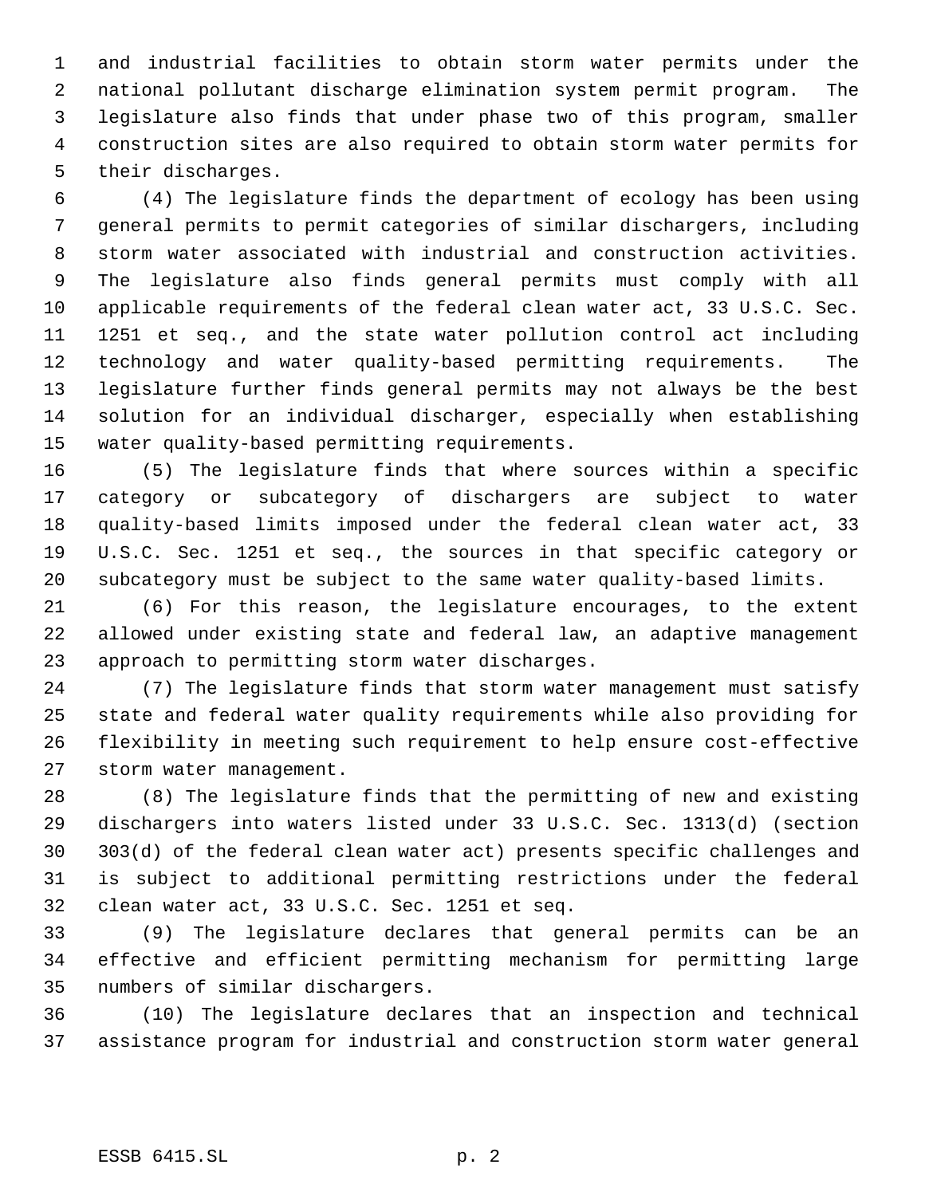and industrial facilities to obtain storm water permits under the national pollutant discharge elimination system permit program. The legislature also finds that under phase two of this program, smaller construction sites are also required to obtain storm water permits for their discharges.

(4) The legislature finds the department of ecology has been using general permits to permit categories of similar dischargers, including storm water associated with industrial and construction activities. The legislature also finds general permits must comply with all applicable requirements of the federal clean water act, 33 U.S.C. Sec. 1251 et seq., and the state water pollution control act including technology and water quality-based permitting requirements. The legislature further finds general permits may not always be the best solution for an individual discharger, especially when establishing water quality-based permitting requirements.

(5) The legislature finds that where sources within a specific category or subcategory of dischargers are subject to water quality-based limits imposed under the federal clean water act, 33 U.S.C. Sec. 1251 et seq., the sources in that specific category or subcategory must be subject to the same water quality-based limits.

(6) For this reason, the legislature encourages, to the extent allowed under existing state and federal law, an adaptive management approach to permitting storm water discharges.

(7) The legislature finds that storm water management must satisfy state and federal water quality requirements while also providing for flexibility in meeting such requirement to help ensure cost-effective storm water management.

(8) The legislature finds that the permitting of new and existing dischargers into waters listed under 33 U.S.C. Sec. 1313(d) (section 303(d) of the federal clean water act) presents specific challenges and is subject to additional permitting restrictions under the federal clean water act, 33 U.S.C. Sec. 1251 et seq.

(9) The legislature declares that general permits can be an effective and efficient permitting mechanism for permitting large numbers of similar dischargers.

(10) The legislature declares that an inspection and technical assistance program for industrial and construction storm water general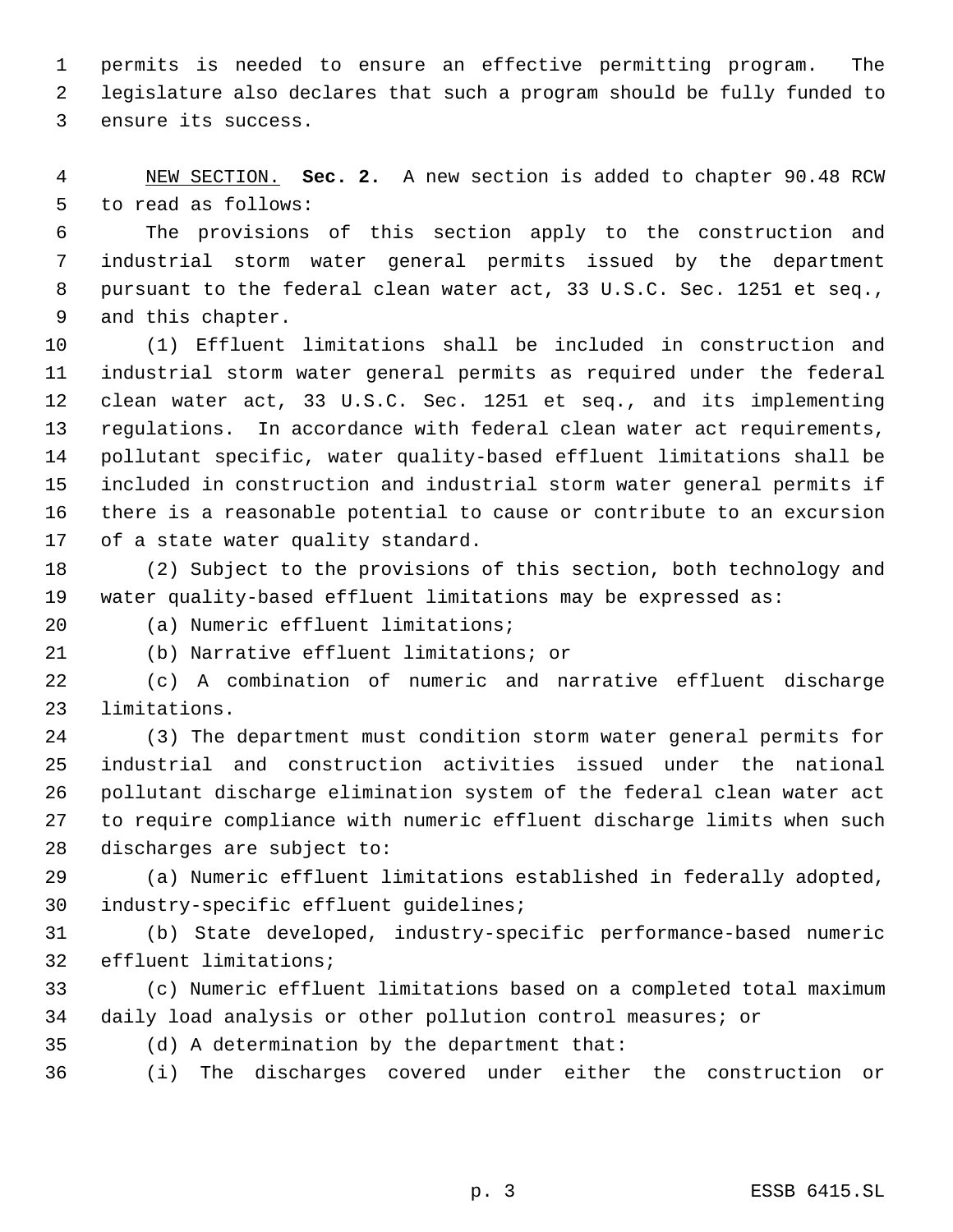permits is needed to ensure an effective permitting program. The legislature also declares that such a program should be fully funded to ensure its success.

NEW SECTION. **Sec. 2.** A new section is added to chapter 90.48 RCW to read as follows:

The provisions of this section apply to the construction and industrial storm water general permits issued by the department pursuant to the federal clean water act, 33 U.S.C. Sec. 1251 et seq., and this chapter.

(1) Effluent limitations shall be included in construction and industrial storm water general permits as required under the federal clean water act, 33 U.S.C. Sec. 1251 et seq., and its implementing regulations. In accordance with federal clean water act requirements, pollutant specific, water quality-based effluent limitations shall be included in construction and industrial storm water general permits if there is a reasonable potential to cause or contribute to an excursion of a state water quality standard.

(2) Subject to the provisions of this section, both technology and water quality-based effluent limitations may be expressed as:

(a) Numeric effluent limitations;

(b) Narrative effluent limitations; or

(c) A combination of numeric and narrative effluent discharge limitations.

(3) The department must condition storm water general permits for industrial and construction activities issued under the national pollutant discharge elimination system of the federal clean water act to require compliance with numeric effluent discharge limits when such discharges are subject to:

(a) Numeric effluent limitations established in federally adopted, industry-specific effluent guidelines;

(b) State developed, industry-specific performance-based numeric effluent limitations;

(c) Numeric effluent limitations based on a completed total maximum daily load analysis or other pollution control measures; or

(d) A determination by the department that:

(i) The discharges covered under either the construction or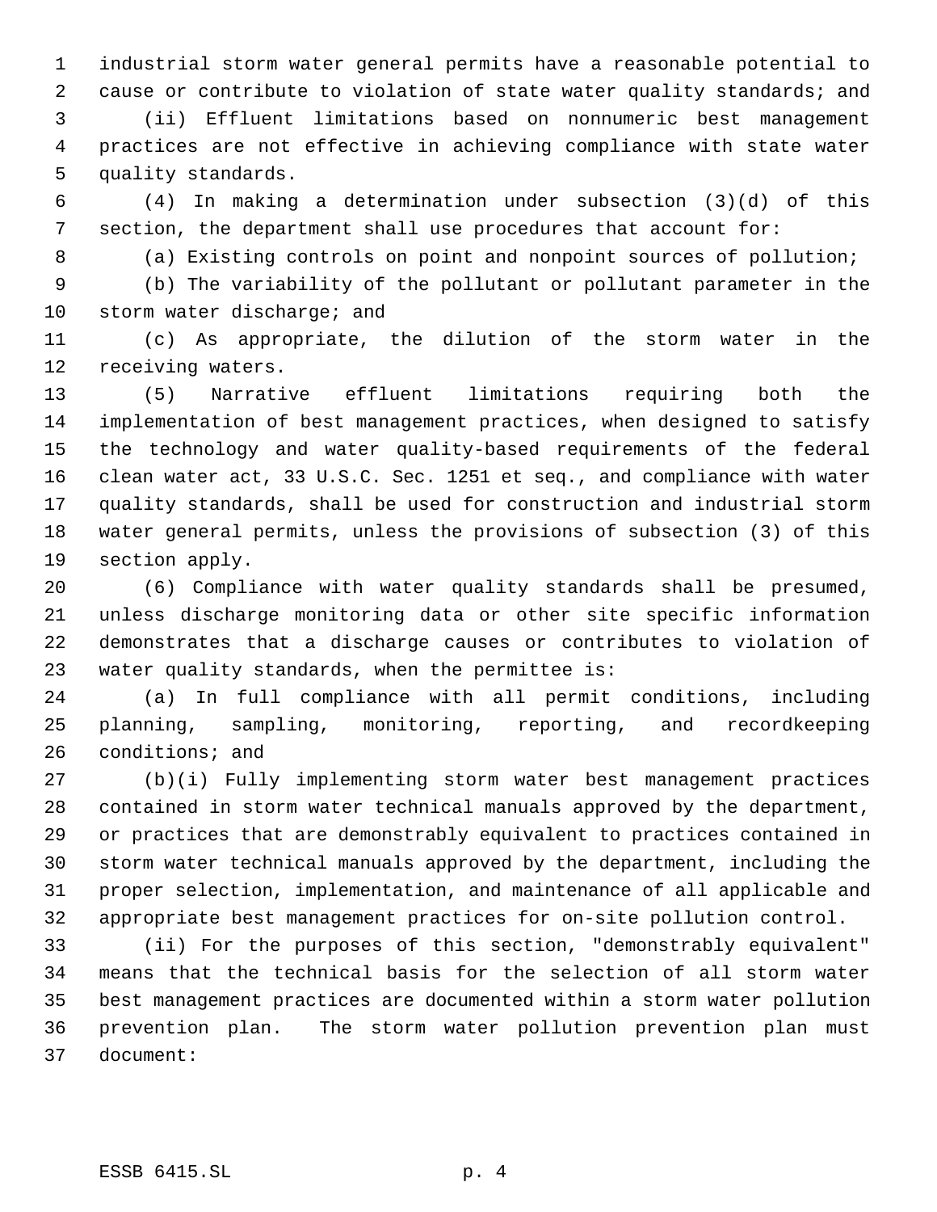industrial storm water general permits have a reasonable potential to cause or contribute to violation of state water quality standards; and

(ii) Effluent limitations based on nonnumeric best management practices are not effective in achieving compliance with state water quality standards.

(4) In making a determination under subsection (3)(d) of this section, the department shall use procedures that account for:

(a) Existing controls on point and nonpoint sources of pollution;

(b) The variability of the pollutant or pollutant parameter in the storm water discharge; and

(c) As appropriate, the dilution of the storm water in the receiving waters.

(5) Narrative effluent limitations requiring both the implementation of best management practices, when designed to satisfy the technology and water quality-based requirements of the federal clean water act, 33 U.S.C. Sec. 1251 et seq., and compliance with water quality standards, shall be used for construction and industrial storm water general permits, unless the provisions of subsection (3) of this section apply.

(6) Compliance with water quality standards shall be presumed, unless discharge monitoring data or other site specific information demonstrates that a discharge causes or contributes to violation of water quality standards, when the permittee is:

(a) In full compliance with all permit conditions, including planning, sampling, monitoring, reporting, and recordkeeping conditions; and

(b)(i) Fully implementing storm water best management practices contained in storm water technical manuals approved by the department, or practices that are demonstrably equivalent to practices contained in storm water technical manuals approved by the department, including the proper selection, implementation, and maintenance of all applicable and appropriate best management practices for on-site pollution control.

(ii) For the purposes of this section, "demonstrably equivalent" means that the technical basis for the selection of all storm water best management practices are documented within a storm water pollution prevention plan. The storm water pollution prevention plan must document: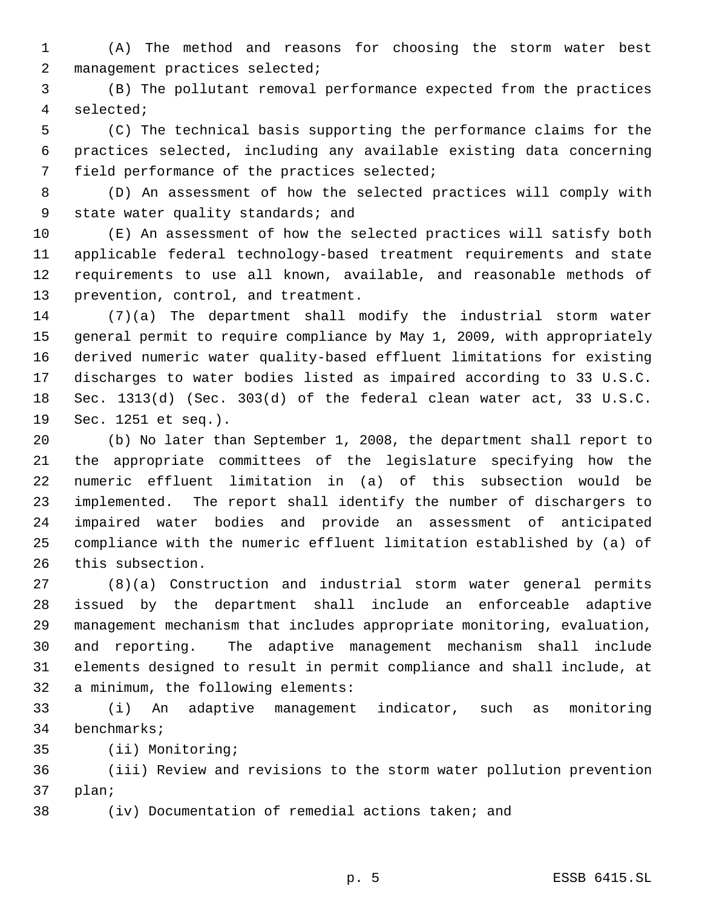(A) The method and reasons for choosing the storm water best management practices selected;

(B) The pollutant removal performance expected from the practices selected;

(C) The technical basis supporting the performance claims for the practices selected, including any available existing data concerning field performance of the practices selected;

(D) An assessment of how the selected practices will comply with state water quality standards; and

(E) An assessment of how the selected practices will satisfy both applicable federal technology-based treatment requirements and state requirements to use all known, available, and reasonable methods of prevention, control, and treatment.

(7)(a) The department shall modify the industrial storm water general permit to require compliance by May 1, 2009, with appropriately derived numeric water quality-based effluent limitations for existing discharges to water bodies listed as impaired according to 33 U.S.C. Sec. 1313(d) (Sec. 303(d) of the federal clean water act, 33 U.S.C. Sec. 1251 et seq.).

(b) No later than September 1, 2008, the department shall report to the appropriate committees of the legislature specifying how the numeric effluent limitation in (a) of this subsection would be implemented. The report shall identify the number of dischargers to impaired water bodies and provide an assessment of anticipated compliance with the numeric effluent limitation established by (a) of this subsection.

(8)(a) Construction and industrial storm water general permits issued by the department shall include an enforceable adaptive management mechanism that includes appropriate monitoring, evaluation, and reporting. The adaptive management mechanism shall include elements designed to result in permit compliance and shall include, at a minimum, the following elements:

(i) An adaptive management indicator, such as monitoring benchmarks;

(ii) Monitoring;

(iii) Review and revisions to the storm water pollution prevention plan;

(iv) Documentation of remedial actions taken; and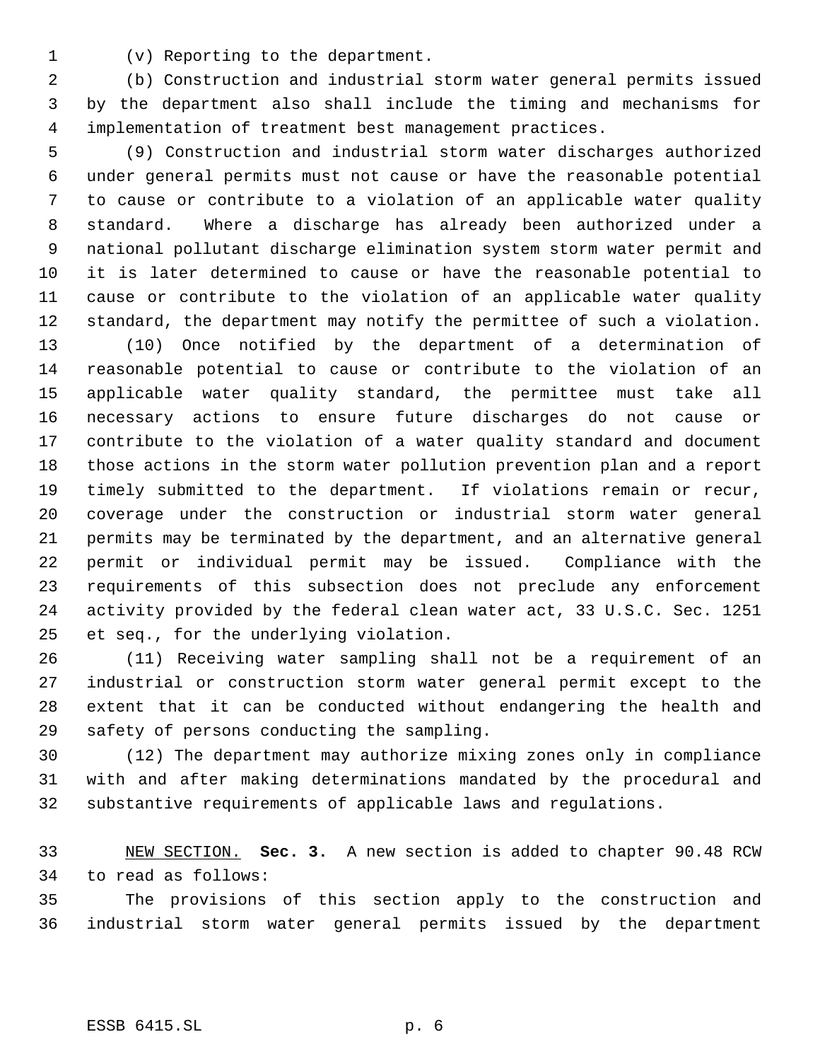(v) Reporting to the department.

(b) Construction and industrial storm water general permits issued by the department also shall include the timing and mechanisms for implementation of treatment best management practices.

(9) Construction and industrial storm water discharges authorized under general permits must not cause or have the reasonable potential to cause or contribute to a violation of an applicable water quality standard. Where a discharge has already been authorized under a national pollutant discharge elimination system storm water permit and it is later determined to cause or have the reasonable potential to cause or contribute to the violation of an applicable water quality standard, the department may notify the permittee of such a violation.

(10) Once notified by the department of a determination of reasonable potential to cause or contribute to the violation of an applicable water quality standard, the permittee must take all necessary actions to ensure future discharges do not cause or contribute to the violation of a water quality standard and document those actions in the storm water pollution prevention plan and a report timely submitted to the department. If violations remain or recur, coverage under the construction or industrial storm water general permits may be terminated by the department, and an alternative general permit or individual permit may be issued. Compliance with the requirements of this subsection does not preclude any enforcement activity provided by the federal clean water act, 33 U.S.C. Sec. 1251 et seq., for the underlying violation.

(11) Receiving water sampling shall not be a requirement of an industrial or construction storm water general permit except to the extent that it can be conducted without endangering the health and safety of persons conducting the sampling.

(12) The department may authorize mixing zones only in compliance with and after making determinations mandated by the procedural and substantive requirements of applicable laws and regulations.

NEW SECTION. **Sec. 3.** A new section is added to chapter 90.48 RCW to read as follows:

The provisions of this section apply to the construction and industrial storm water general permits issued by the department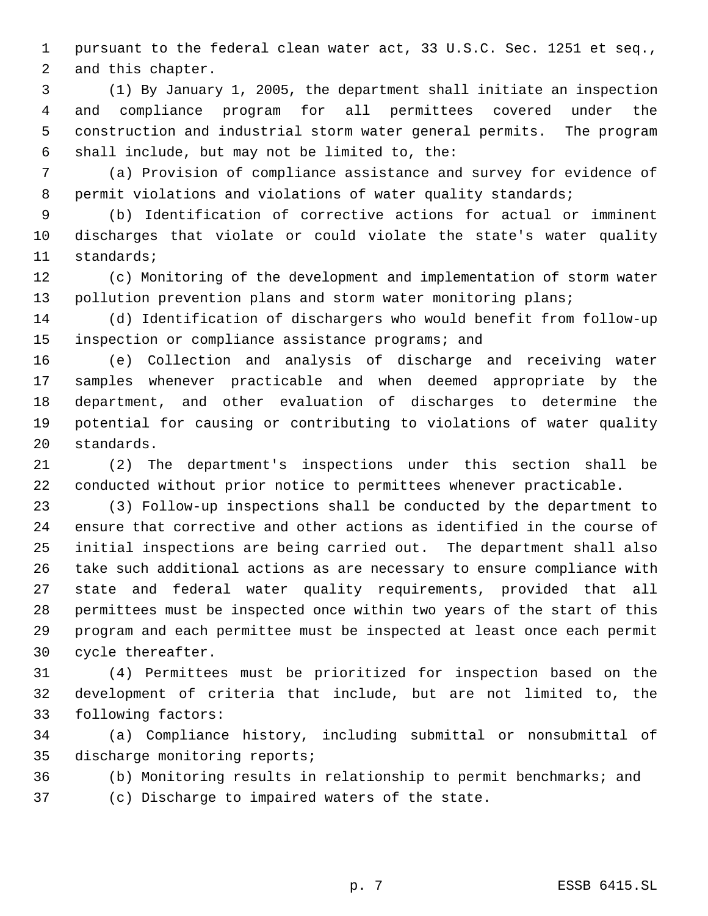pursuant to the federal clean water act, 33 U.S.C. Sec. 1251 et seq., and this chapter.

(1) By January 1, 2005, the department shall initiate an inspection and compliance program for all permittees covered under the construction and industrial storm water general permits. The program shall include, but may not be limited to, the:

(a) Provision of compliance assistance and survey for evidence of permit violations and violations of water quality standards;

(b) Identification of corrective actions for actual or imminent discharges that violate or could violate the state's water quality standards;

(c) Monitoring of the development and implementation of storm water pollution prevention plans and storm water monitoring plans;

(d) Identification of dischargers who would benefit from follow-up inspection or compliance assistance programs; and

(e) Collection and analysis of discharge and receiving water samples whenever practicable and when deemed appropriate by the department, and other evaluation of discharges to determine the potential for causing or contributing to violations of water quality standards.

(2) The department's inspections under this section shall be conducted without prior notice to permittees whenever practicable.

(3) Follow-up inspections shall be conducted by the department to ensure that corrective and other actions as identified in the course of initial inspections are being carried out. The department shall also take such additional actions as are necessary to ensure compliance with state and federal water quality requirements, provided that all permittees must be inspected once within two years of the start of this program and each permittee must be inspected at least once each permit cycle thereafter.

(4) Permittees must be prioritized for inspection based on the development of criteria that include, but are not limited to, the following factors:

(a) Compliance history, including submittal or nonsubmittal of discharge monitoring reports;

(b) Monitoring results in relationship to permit benchmarks; and

(c) Discharge to impaired waters of the state.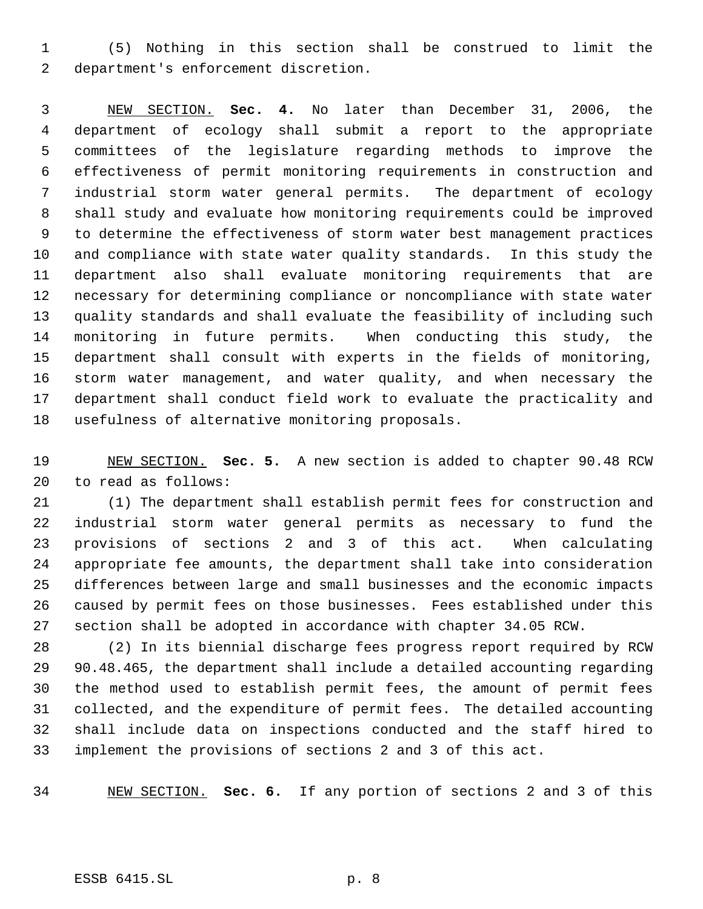(5) Nothing in this section shall be construed to limit the department's enforcement discretion.

NEW SECTION. **Sec. 4.** No later than December 31, 2006, the department of ecology shall submit a report to the appropriate committees of the legislature regarding methods to improve the effectiveness of permit monitoring requirements in construction and industrial storm water general permits. The department of ecology shall study and evaluate how monitoring requirements could be improved to determine the effectiveness of storm water best management practices and compliance with state water quality standards. In this study the department also shall evaluate monitoring requirements that are necessary for determining compliance or noncompliance with state water quality standards and shall evaluate the feasibility of including such monitoring in future permits. When conducting this study, the department shall consult with experts in the fields of monitoring, storm water management, and water quality, and when necessary the department shall conduct field work to evaluate the practicality and usefulness of alternative monitoring proposals.

NEW SECTION. **Sec. 5.** A new section is added to chapter 90.48 RCW to read as follows:

(1) The department shall establish permit fees for construction and industrial storm water general permits as necessary to fund the provisions of sections 2 and 3 of this act. When calculating appropriate fee amounts, the department shall take into consideration differences between large and small businesses and the economic impacts caused by permit fees on those businesses. Fees established under this section shall be adopted in accordance with chapter 34.05 RCW.

(2) In its biennial discharge fees progress report required by RCW 90.48.465, the department shall include a detailed accounting regarding the method used to establish permit fees, the amount of permit fees collected, and the expenditure of permit fees. The detailed accounting shall include data on inspections conducted and the staff hired to implement the provisions of sections 2 and 3 of this act.

NEW SECTION. **Sec. 6.** If any portion of sections 2 and 3 of this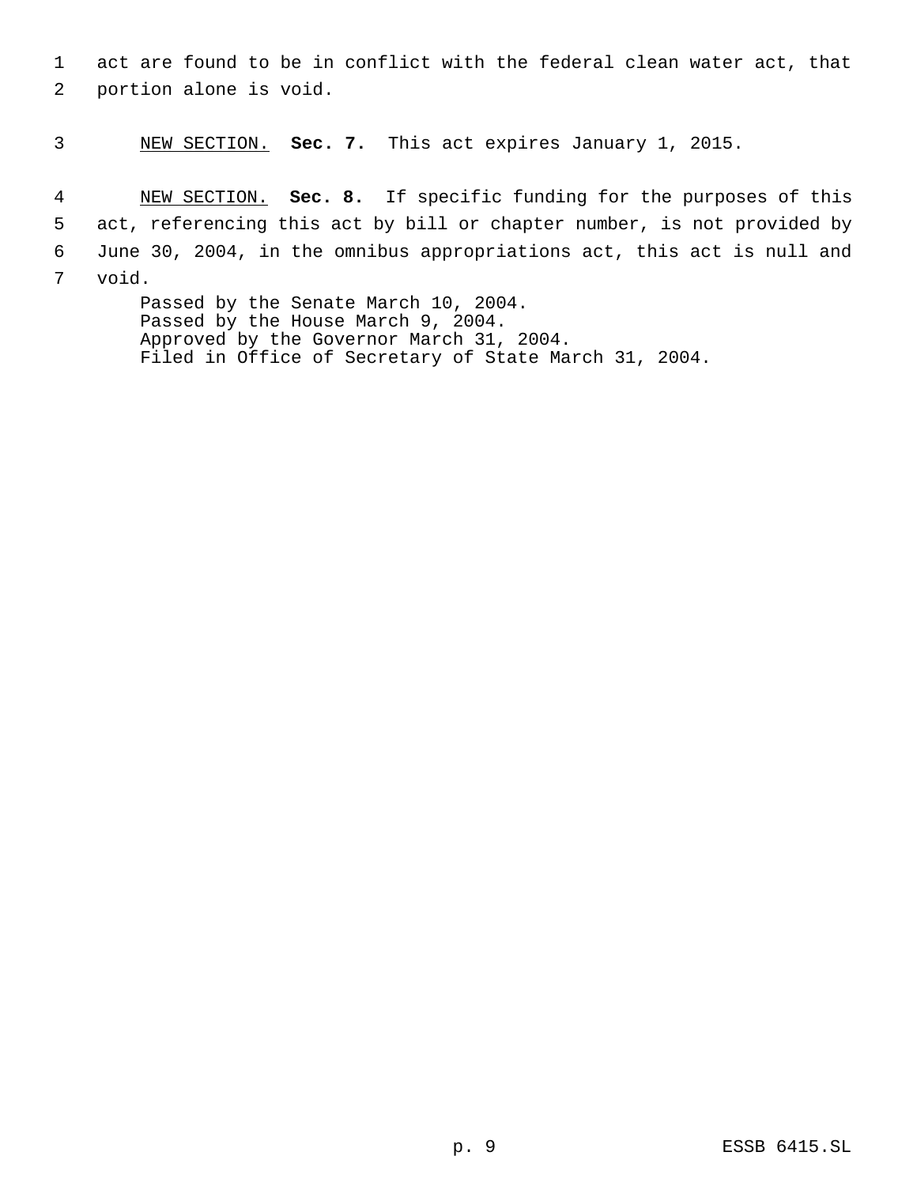act are found to be in conflict with the federal clean water act, that portion alone is void.

NEW SECTION. **Sec. 7.** This act expires January 1, 2015.

NEW SECTION. **Sec. 8.** If specific funding for the purposes of this act, referencing this act by bill or chapter number, is not provided by June 30, 2004, in the omnibus appropriations act, this act is null and void.

Passed by the Senate March 10, 2004.
Passed by the House March 9, 2004.
Approved by the Governor March 31, 2004.
Filed in Office of Secretary of State March 31, 2004.